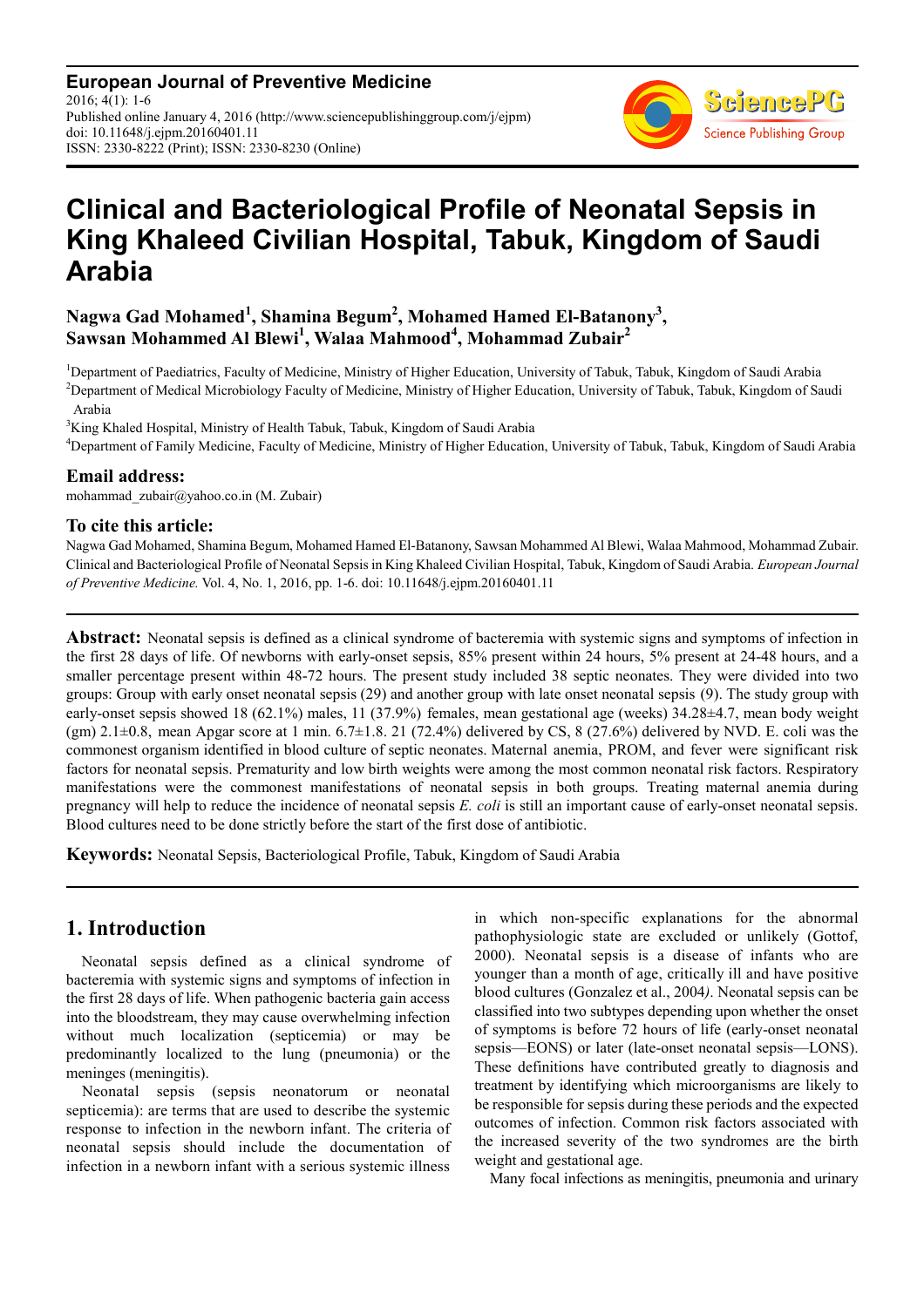**European Journal of Preventive Medicine**
2016; 4(1): 1-6
Published online January 4, 2016 (http://www.sciencepublishinggroup.com/j/ejpm)
doi: 10.11648/j.ejpm.20160401.11
ISSN: 2330-8222 (Print); ISSN: 2330-8230 (Online)

# Clinical and Bacteriological Profile of Neonatal Sepsis in King Khaleed Civilian Hospital, Tabuk, Kingdom of Saudi Arabia

**Nagwa Gad Mohamed[1], Shamina Begum[2], Mohamed Hamed El-Batanony[3], Sawsan Mohammed Al Blewi[1], Walaa Mahmood[4], Mohammad Zubair[2]**

[1]Department of Paediatrics, Faculty of Medicine, Ministry of Higher Education, University of Tabuk, Tabuk, Kingdom of Saudi Arabia
[2]Department of Medical Microbiology Faculty of Medicine, Ministry of Higher Education, University of Tabuk, Tabuk, Kingdom of Saudi Arabia
[3]King Khaled Hospital, Ministry of Health Tabuk, Tabuk, Kingdom of Saudi Arabia
[4]Department of Family Medicine, Faculty of Medicine, Ministry of Higher Education, University of Tabuk, Tabuk, Kingdom of Saudi Arabia

## Email address:

mohammad_zubair@yahoo.co.in (M. Zubair)

## To cite this article:

Nagwa Gad Mohamed, Shamina Begum, Mohamed Hamed El-Batanony, Sawsan Mohammed Al Blewi, Walaa Mahmood, Mohammad Zubair. Clinical and Bacteriological Profile of Neonatal Sepsis in King Khaleed Civilian Hospital, Tabuk, Kingdom of Saudi Arabia. *European Journal of Preventive Medicine.* Vol. 4, No. 1, 2016, pp. 1-6. doi: 10.11648/j.ejpm.20160401.11

**Abstract:** Neonatal sepsis is defined as a clinical syndrome of bacteremia with systemic signs and symptoms of infection in the first 28 days of life. Of newborns with early-onset sepsis, 85% present within 24 hours, 5% present at 24-48 hours, and a smaller percentage present within 48-72 hours. The present study included 38 septic neonates. They were divided into two groups: Group with early onset neonatal sepsis (29) and another group with late onset neonatal sepsis (9). The study group with early-onset sepsis showed 18 (62.1%) males, 11 (37.9%) females, mean gestational age (weeks) 34.28±4.7, mean body weight (gm) 2.1±0.8, mean Apgar score at 1 min. 6.7±1.8. 21 (72.4%) delivered by CS, 8 (27.6%) delivered by NVD. E. coli was the commonest organism identified in blood culture of septic neonates. Maternal anemia, PROM, and fever were significant risk factors for neonatal sepsis. Prematurity and low birth weights were among the most common neonatal risk factors. Respiratory manifestations were the commonest manifestations of neonatal sepsis in both groups. Treating maternal anemia during pregnancy will help to reduce the incidence of neonatal sepsis *E. coli* is still an important cause of early-onset neonatal sepsis. Blood cultures need to be done strictly before the start of the first dose of antibiotic.

**Keywords:** Neonatal Sepsis, Bacteriological Profile, Tabuk, Kingdom of Saudi Arabia

## 1. Introduction

Neonatal sepsis defined as a clinical syndrome of bacteremia with systemic signs and symptoms of infection in the first 28 days of life. When pathogenic bacteria gain access into the bloodstream, they may cause overwhelming infection without much localization (septicemia) or may be predominantly localized to the lung (pneumonia) or the meninges (meningitis).

Neonatal sepsis (sepsis neonatorum or neonatal septicemia): are terms that are used to describe the systemic response to infection in the newborn infant. The criteria of neonatal sepsis should include the documentation of infection in a newborn infant with a serious systemic illness in which non-specific explanations for the abnormal pathophysiologic state are excluded or unlikely (Gottof, 2000). Neonatal sepsis is a disease of infants who are younger than a month of age, critically ill and have positive blood cultures (Gonzalez et al., 2004*).* Neonatal sepsis can be classified into two subtypes depending upon whether the onset of symptoms is before 72 hours of life (early-onset neonatal sepsis—EONS) or later (late-onset neonatal sepsis—LONS). These definitions have contributed greatly to diagnosis and treatment by identifying which microorganisms are likely to be responsible for sepsis during these periods and the expected outcomes of infection. Common risk factors associated with the increased severity of the two syndromes are the birth weight and gestational age.

Many focal infections as meningitis, pneumonia and urinary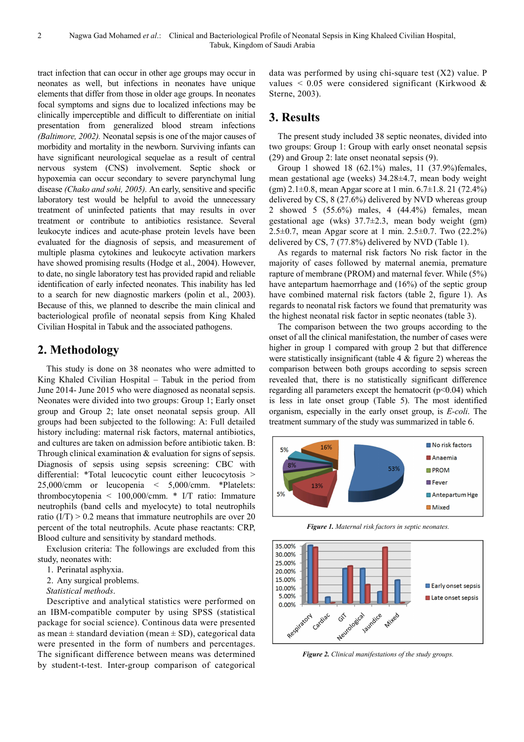tract infection that can occur in other age groups may occur in neonates as well, but infections in neonates have unique elements that differ from those in older age groups. In neonates focal symptoms and signs due to localized infections may be clinically imperceptible and difficult to differentiate on initial presentation from generalized blood stream infections *(Baltimore, 2002).* Neonatal sepsis is one of the major causes of morbidity and mortality in the newborn. Surviving infants can have significant neurological sequelae as a result of central nervous system (CNS) involvement. Septic shock or hypoxemia can occur secondary to severe parynchymal lung disease *(Chako and sohi, 2005).* An early, sensitive and specific laboratory test would be helpful to avoid the unnecessary treatment of uninfected patients that may results in over treatment or contribute to antibiotics resistance. Several leukocyte indices and acute-phase protein levels have been evaluated for the diagnosis of sepsis, and measurement of multiple plasma cytokines and leukocyte activation markers have showed promising results (Hodge et al., 2004). However, to date, no single laboratory test has provided rapid and reliable identification of early infected neonates. This inability has led to a search for new diagnostic markers (polin et al., 2003). Because of this, we planned to describe the main clinical and bacteriological profile of neonatal sepsis from King Khaled Civilian Hospital in Tabuk and the associated pathogens.

## 2. Methodology

This study is done on 38 neonates who were admitted to King Khaled Civilian Hospital – Tabuk in the period from June 2014- June 2015 who were diagnosed as neonatal sepsis. Neonates were divided into two groups: Group 1; Early onset group and Group 2; late onset neonatal sepsis group. All groups had been subjected to the following: A: Full detailed history including: maternal risk factors, maternal antibiotics, and cultures are taken on admission before antibiotic taken. B: Through clinical examination & evaluation for signs of sepsis. Diagnosis of sepsis using sepsis screening: CBC with differential: *Total leucocytic count either leucocytosis > 25,000/cmm or leucopenia < 5,000/cmm. *Platelets: thrombocytopenia < 100,000/cmm. * I/T ratio: Immature neutrophils (band cells and myelocyte) to total neutrophils ratio (I/T) > 0.2 means that immature neutrophils are over 20 percent of the total neutrophils. Acute phase reactants: CRP, Blood culture and sensitivity by standard methods.

Exclusion criteria: The followings are excluded from this study, neonates with:

1. Perinatal asphyxia.
2. Any surgical problems.

*Statistical methods.*

Descriptive and analytical statistics were performed on an IBM-compatible computer by using SPSS (statistical package for social science). Continous data were presented as mean ± standard deviation (mean ± SD), categorical data were presented in the form of numbers and percentages. The significant difference between means was determined by student-t-test. Inter-group comparison of categorical data was performed by using chi-square test (X2) value. P values < 0.05 were considered significant (Kirkwood & Sterne, 2003).

## 3. Results

The present study included 38 septic neonates, divided into two groups: Group 1: Group with early onset neonatal sepsis (29) and Group 2: late onset neonatal sepsis (9).

Group 1 showed 18 (62.1%) males, 11 (37.9%)females, mean gestational age (weeks) 34.28±4.7, mean body weight (gm) 2.1±0.8, mean Apgar score at 1 min. 6.7±1.8. 21 (72.4%) delivered by CS, 8 (27.6%) delivered by NVD whereas group 2 showed 5 (55.6%) males, 4 (44.4%) females, mean gestational age (wks) 37.7±2.3, mean body weight (gm) 2.5±0.7, mean Apgar score at 1 min. 2.5±0.7. Two (22.2%) delivered by CS, 7 (77.8%) delivered by NVD (Table 1).

As regards to maternal risk factors No risk factor in the majority of cases followed by maternal anemia, premature rapture of membrane (PROM) and maternal fever. While (5%) have antepartum haemorrhage and (16%) of the septic group have combined maternal risk factors (table 2, figure 1). As regards to neonatal risk factors we found that prematurity was the highest neonatal risk factor in septic neonates (table 3).

The comparison between the two groups according to the onset of all the clinical manifestation, the number of cases were higher in group 1 compared with group 2 but that difference were statistically insignificant (table 4 & figure 2) whereas the comparison between both groups according to sepsis screen revealed that, there is no statistically significant difference regarding all parameters except the hematocrit (p<0.04) which is less in late onset group (Table 5). The most identified organism, especially in the early onset group, is *E-coli*. The treatment summary of the study was summarized in table 6.

*Figure 1. Maternal risk factors in septic neonates.*

*Figure 2. Clinical manifestations of the study groups.*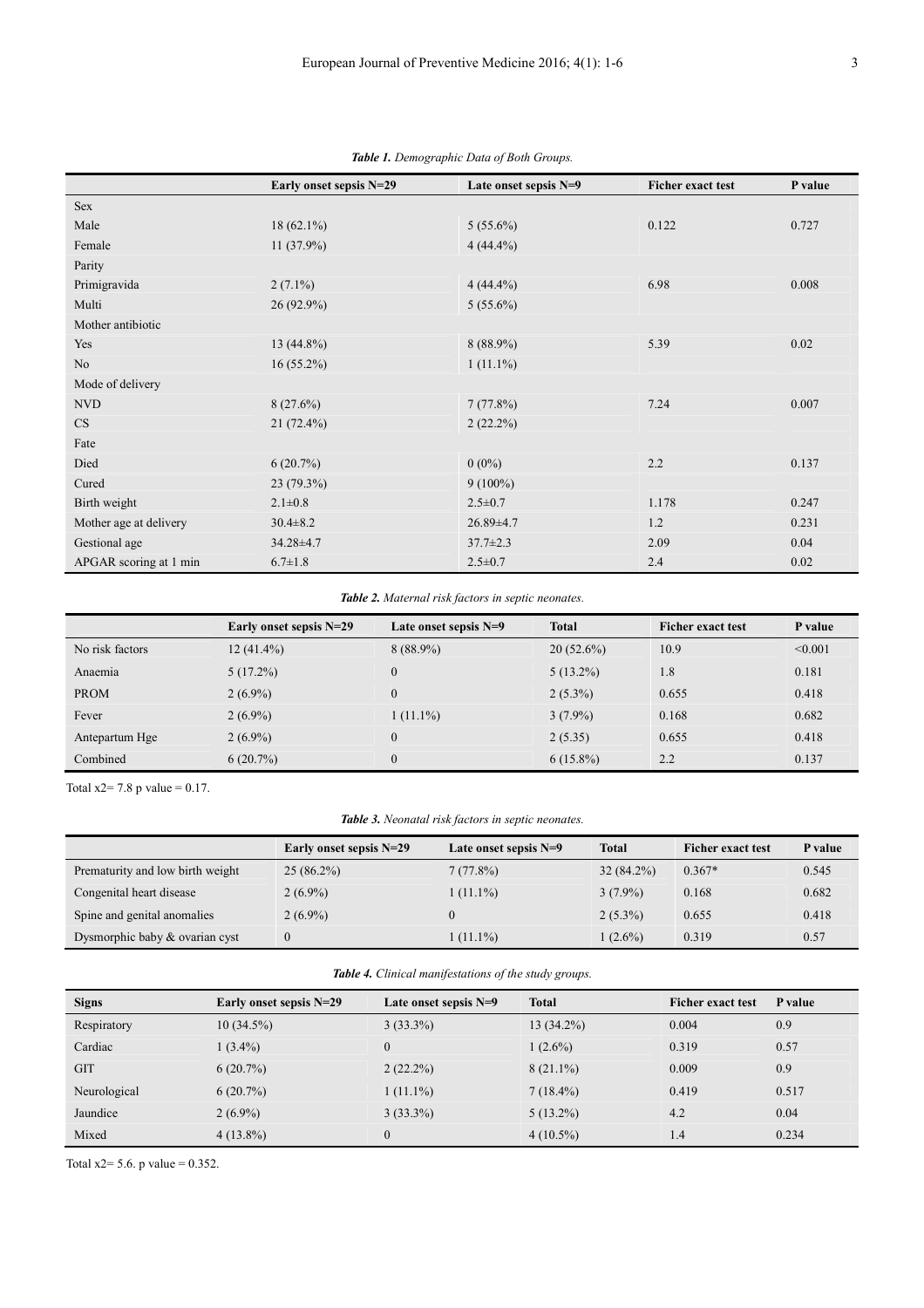***Table 1.*** *Demographic Data of Both Groups.*

| | Early onset sepsis N=29 | Late onset sepsis N=9 | Ficher exact test | P value |
|---|---|---|---|---|
| Sex | | | | |
| Male | 18 (62.1%) | 5 (55.6%) | 0.122 | 0.727 |
| Female | 11 (37.9%) | 4 (44.4%) | | |
| Parity | | | | |
| Primigravida | 2 (7.1%) | 4 (44.4%) | 6.98 | 0.008 |
| Multi | 26 (92.9%) | 5 (55.6%) | | |
| Mother antibiotic | | | | |
| Yes | 13 (44.8%) | 8 (88.9%) | 5.39 | 0.02 |
| No | 16 (55.2%) | 1 (11.1%) | | |
| Mode of delivery | | | | |
| NVD | 8 (27.6%) | 7 (77.8%) | 7.24 | 0.007 |
| CS | 21 (72.4%) | 2 (22.2%) | | |
| Fate | | | | |
| Died | 6 (20.7%) | 0 (0%) | 2.2 | 0.137 |
| Cured | 23 (79.3%) | 9 (100%) | | |
| Birth weight | 2.1±0.8 | 2.5±0.7 | 1.178 | 0.247 |
| Mother age at delivery | 30.4±8.2 | 26.89±4.7 | 1.2 | 0.231 |
| Gestional age | 34.28±4.7 | 37.7±2.3 | 2.09 | 0.04 |
| APGAR scoring at 1 min | 6.7±1.8 | 2.5±0.7 | 2.4 | 0.02 |

***Table 2.*** *Maternal risk factors in septic neonates.*

| | Early onset sepsis N=29 | Late onset sepsis N=9 | Total | Ficher exact test | P value |
|---|---|---|---|---|---|
| No risk factors | 12 (41.4%) | 8 (88.9%) | 20 (52.6%) | 10.9 | <0.001 |
| Anaemia | 5 (17.2%) | 0 | 5 (13.2%) | 1.8 | 0.181 |
| PROM | 2 (6.9%) | 0 | 2 (5.3%) | 0.655 | 0.418 |
| Fever | 2 (6.9%) | 1 (11.1%) | 3 (7.9%) | 0.168 | 0.682 |
| Antepartum Hge | 2 (6.9%) | 0 | 2 (5.35) | 0.655 | 0.418 |
| Combined | 6 (20.7%) | 0 | 6 (15.8%) | 2.2 | 0.137 |

Total x2= 7.8 p value = 0.17.

***Table 3.*** *Neonatal risk factors in septic neonates.*

| | Early onset sepsis N=29 | Late onset sepsis N=9 | Total | Ficher exact test | P value |
|---|---|---|---|---|---|
| Prematurity and low birth weight | 25 (86.2%) | 7 (77.8%) | 32 (84.2%) | 0.367* | 0.545 |
| Congenital heart disease | 2 (6.9%) | 1 (11.1%) | 3 (7.9%) | 0.168 | 0.682 |
| Spine and genital anomalies | 2 (6.9%) | 0 | 2 (5.3%) | 0.655 | 0.418 |
| Dysmorphic baby & ovarian cyst | 0 | 1 (11.1%) | 1 (2.6%) | 0.319 | 0.57 |

***Table 4.*** *Clinical manifestations of the study groups.*

| Signs | Early onset sepsis N=29 | Late onset sepsis N=9 | Total | Ficher exact test | P value |
|---|---|---|---|---|---|
| Respiratory | 10 (34.5%) | 3 (33.3%) | 13 (34.2%) | 0.004 | 0.9 |
| Cardiac | 1 (3.4%) | 0 | 1 (2.6%) | 0.319 | 0.57 |
| GIT | 6 (20.7%) | 2 (22.2%) | 8 (21.1%) | 0.009 | 0.9 |
| Neurological | 6 (20.7%) | 1 (11.1%) | 7 (18.4%) | 0.419 | 0.517 |
| Jaundice | 2 (6.9%) | 3 (33.3%) | 5 (13.2%) | 4.2 | 0.04 |
| Mixed | 4 (13.8%) | 0 | 4 (10.5%) | 1.4 | 0.234 |

Total x2= 5.6. p value = 0.352.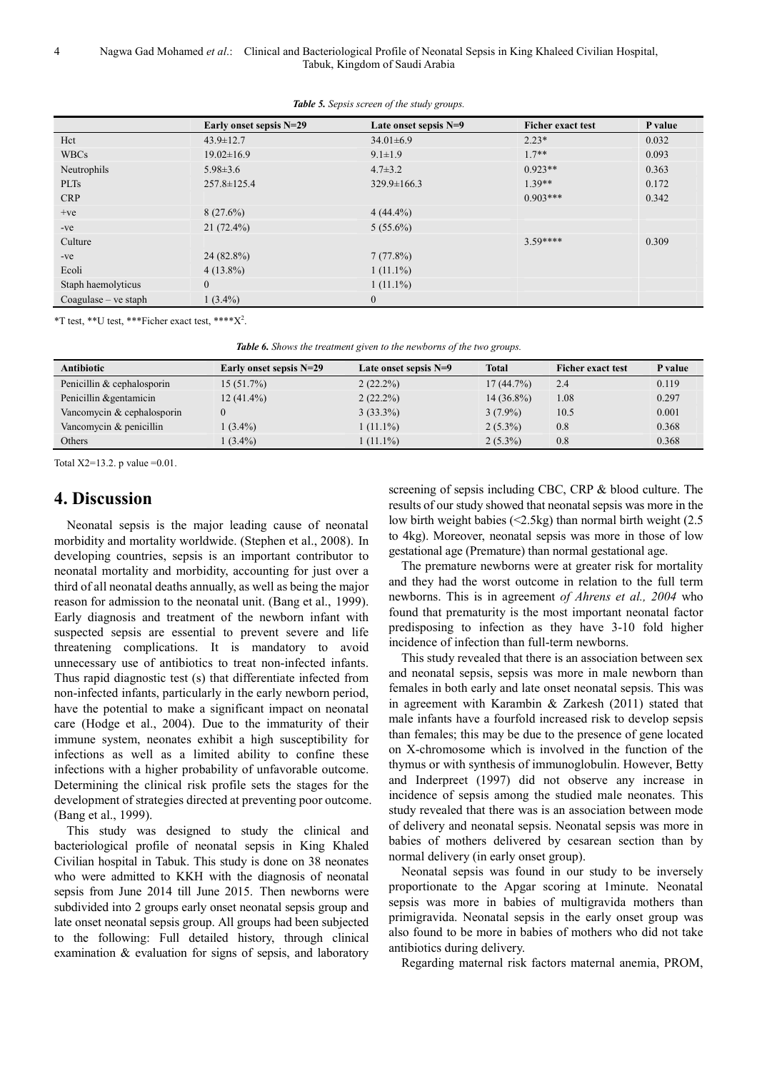*Table 5. Sepsis screen of the study groups.*

| | Early onset sepsis N=29 | Late onset sepsis N=9 | Ficher exact test | P value |
|---|---|---|---|---|
| Hct | 43.9±12.7 | 34.01±6.9 | 2.23* | 0.032 |
| WBCs | 19.02±16.9 | 9.1±1.9 | 1.7** | 0.093 |
| Neutrophils | 5.98±3.6 | 4.7±3.2 | 0.923** | 0.363 |
| PLTs | 257.8±125.4 | 329.9±166.3 | 1.39** | 0.172 |
| CRP | | | 0.903*** | 0.342 |
| +ve | 8 (27.6%) | 4 (44.4%) | | |
| -ve | 21 (72.4%) | 5 (55.6%) | | |
| Culture | | | 3.59**** | 0.309 |
| -ve | 24 (82.8%) | 7 (77.8%) | | |
| Ecoli | 4 (13.8%) | 1 (11.1%) | | |
| Staph haemolyticus | 0 | 1 (11.1%) | | |
| Coagulase – ve staph | 1 (3.4%) | 0 | | |

*T test, **U test, ***Ficher exact test, ****$X^2$.

*Table 6. Shows the treatment given to the newborns of the two groups.*

| Antibiotic | Early onset sepsis N=29 | Late onset sepsis N=9 | Total | Ficher exact test | P value |
|---|---|---|---|---|---|
| Penicillin & cephalosporin | 15 (51.7%) | 2 (22.2%) | 17 (44.7%) | 2.4 | 0.119 |
| Penicillin &gentamicin | 12 (41.4%) | 2 (22.2%) | 14 (36.8%) | 1.08 | 0.297 |
| Vancomycin & cephalosporin | 0 | 3 (33.3%) | 3 (7.9%) | 10.5 | 0.001 |
| Vancomycin & penicillin | 1 (3.4%) | 1 (11.1%) | 2 (5.3%) | 0.8 | 0.368 |
| Others | 1 (3.4%) | 1 (11.1%) | 2 (5.3%) | 0.8 | 0.368 |

Total X2=13.2. p value =0.01.

# 4. Discussion

Neonatal sepsis is the major leading cause of neonatal morbidity and mortality worldwide. (Stephen et al., 2008). In developing countries, sepsis is an important contributor to neonatal mortality and morbidity, accounting for just over a third of all neonatal deaths annually, as well as being the major reason for admission to the neonatal unit. (Bang et al., 1999). Early diagnosis and treatment of the newborn infant with suspected sepsis are essential to prevent severe and life threatening complications. It is mandatory to avoid unnecessary use of antibiotics to treat non-infected infants. Thus rapid diagnostic test (s) that differentiate infected from non-infected infants, particularly in the early newborn period, have the potential to make a significant impact on neonatal care (Hodge et al., 2004). Due to the immaturity of their immune system, neonates exhibit a high susceptibility for infections as well as a limited ability to confine these infections with a higher probability of unfavorable outcome. Determining the clinical risk profile sets the stages for the development of strategies directed at preventing poor outcome. (Bang et al., 1999).

This study was designed to study the clinical and bacteriological profile of neonatal sepsis in King Khaled Civilian hospital in Tabuk. This study is done on 38 neonates who were admitted to KKH with the diagnosis of neonatal sepsis from June 2014 till June 2015. Then newborns were subdivided into 2 groups early onset neonatal sepsis group and late onset neonatal sepsis group. All groups had been subjected to the following: Full detailed history, through clinical examination & evaluation for signs of sepsis, and laboratory screening of sepsis including CBC, CRP & blood culture. The results of our study showed that neonatal sepsis was more in the low birth weight babies (<2.5kg) than normal birth weight (2.5 to 4kg). Moreover, neonatal sepsis was more in those of low gestational age (Premature) than normal gestational age.

The premature newborns were at greater risk for mortality and they had the worst outcome in relation to the full term newborns. This is in agreement *of Ahrens et al., 2004* who found that prematurity is the most important neonatal factor predisposing to infection as they have 3-10 fold higher incidence of infection than full-term newborns.

This study revealed that there is an association between sex and neonatal sepsis, sepsis was more in male newborn than females in both early and late onset neonatal sepsis. This was in agreement with Karambin & Zarkesh (2011) stated that male infants have a fourfold increased risk to develop sepsis than females; this may be due to the presence of gene located on X-chromosome which is involved in the function of the thymus or with synthesis of immunoglobulin. However, Betty and Inderpreet (1997) did not observe any increase in incidence of sepsis among the studied male neonates. This study revealed that there was is an association between mode of delivery and neonatal sepsis. Neonatal sepsis was more in babies of mothers delivered by cesarean section than by normal delivery (in early onset group).

Neonatal sepsis was found in our study to be inversely proportionate to the Apgar scoring at 1minute. Neonatal sepsis was more in babies of multigravida mothers than primigravida. Neonatal sepsis in the early onset group was also found to be more in babies of mothers who did not take antibiotics during delivery.

Regarding maternal risk factors maternal anemia, PROM,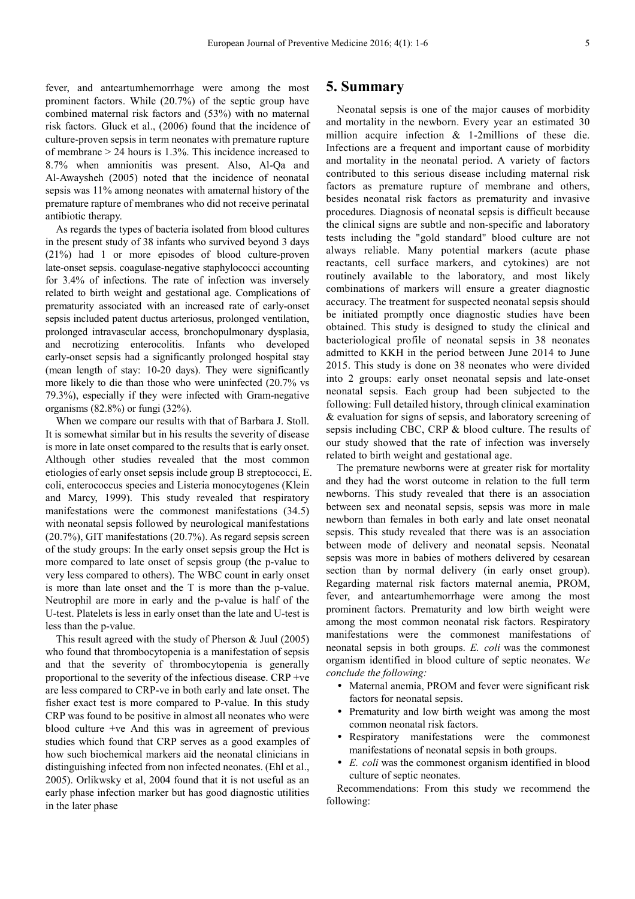fever, and anteartumhemorrhage were among the most prominent factors. While (20.7%) of the septic group have combined maternal risk factors and (53%) with no maternal risk factors. Gluck et al., (2006) found that the incidence of culture-proven sepsis in term neonates with premature rupture of membrane > 24 hours is 1.3%. This incidence increased to 8.7% when amnionitis was present. Also, Al-Qa and Al-Awaysheh (2005) noted that the incidence of neonatal sepsis was 11% among neonates with amaternal history of the premature rapture of membranes who did not receive perinatal antibiotic therapy.

As regards the types of bacteria isolated from blood cultures in the present study of 38 infants who survived beyond 3 days (21%) had 1 or more episodes of blood culture-proven late-onset sepsis. coagulase-negative staphylococci accounting for 3.4% of infections. The rate of infection was inversely related to birth weight and gestational age. Complications of prematurity associated with an increased rate of early-onset sepsis included patent ductus arteriosus, prolonged ventilation, prolonged intravascular access, bronchopulmonary dysplasia, and necrotizing enterocolitis. Infants who developed early-onset sepsis had a significantly prolonged hospital stay (mean length of stay: 10-20 days). They were significantly more likely to die than those who were uninfected (20.7% vs 79.3%), especially if they were infected with Gram-negative organisms (82.8%) or fungi (32%).

When we compare our results with that of Barbara J. Stoll. It is somewhat similar but in his results the severity of disease is more in late onset compared to the results that is early onset. Although other studies revealed that the most common etiologies of early onset sepsis include group B streptococci, E. coli, enterococcus species and Listeria monocytogenes (Klein and Marcy, 1999). This study revealed that respiratory manifestations were the commonest manifestations (34.5) with neonatal sepsis followed by neurological manifestations (20.7%), GIT manifestations (20.7%). As regard sepsis screen of the study groups: In the early onset sepsis group the Hct is more compared to late onset of sepsis group (the p-value to very less compared to others). The WBC count in early onset is more than late onset and the T is more than the p-value. Neutrophil are more in early and the p-value is half of the U-test. Platelets is less in early onset than the late and U-test is less than the p-value.

This result agreed with the study of Pherson & Juul (2005) who found that thrombocytopenia is a manifestation of sepsis and that the severity of thrombocytopenia is generally proportional to the severity of the infectious disease. CRP +ve are less compared to CRP-ve in both early and late onset. The fisher exact test is more compared to P-value. In this study CRP was found to be positive in almost all neonates who were blood culture +ve And this was in agreement of previous studies which found that CRP serves as a good examples of how such biochemical markers aid the neonatal clinicians in distinguishing infected from non infected neonates. (Ehl et al., 2005). Orlikwsky et al, 2004 found that it is not useful as an early phase infection marker but has good diagnostic utilities in the later phase

## 5. Summary

Neonatal sepsis is one of the major causes of morbidity and mortality in the newborn. Every year an estimated 30 million acquire infection & 1-2millions of these die. Infections are a frequent and important cause of morbidity and mortality in the neonatal period. A variety of factors contributed to this serious disease including maternal risk factors as premature rupture of membrane and others, besides neonatal risk factors as prematurity and invasive procedures. Diagnosis of neonatal sepsis is difficult because the clinical signs are subtle and non-specific and laboratory tests including the "gold standard" blood culture are not always reliable. Many potential markers (acute phase reactants, cell surface markers, and cytokines) are not routinely available to the laboratory, and most likely combinations of markers will ensure a greater diagnostic accuracy. The treatment for suspected neonatal sepsis should be initiated promptly once diagnostic studies have been obtained. This study is designed to study the clinical and bacteriological profile of neonatal sepsis in 38 neonates admitted to KKH in the period between June 2014 to June 2015. This study is done on 38 neonates who were divided into 2 groups: early onset neonatal sepsis and late-onset neonatal sepsis. Each group had been subjected to the following: Full detailed history, through clinical examination & evaluation for signs of sepsis, and laboratory screening of sepsis including CBC, CRP & blood culture. The results of our study showed that the rate of infection was inversely related to birth weight and gestational age.

The premature newborns were at greater risk for mortality and they had the worst outcome in relation to the full term newborns. This study revealed that there is an association between sex and neonatal sepsis, sepsis was more in male newborn than females in both early and late onset neonatal sepsis. This study revealed that there was is an association between mode of delivery and neonatal sepsis. Neonatal sepsis was more in babies of mothers delivered by cesarean section than by normal delivery (in early onset group). Regarding maternal risk factors maternal anemia, PROM, fever, and anteartumhemorrhage were among the most prominent factors. Prematurity and low birth weight were among the most common neonatal risk factors. Respiratory manifestations were the commonest manifestations of neonatal sepsis in both groups. *E. coli* was the commonest organism identified in blood culture of septic neonates. *We conclude the following:*

- Maternal anemia, PROM and fever were significant risk factors for neonatal sepsis.
- Prematurity and low birth weight was among the most common neonatal risk factors.
- Respiratory manifestations were the commonest manifestations of neonatal sepsis in both groups.
- *E. coli* was the commonest organism identified in blood culture of septic neonates.

Recommendations: From this study we recommend the following: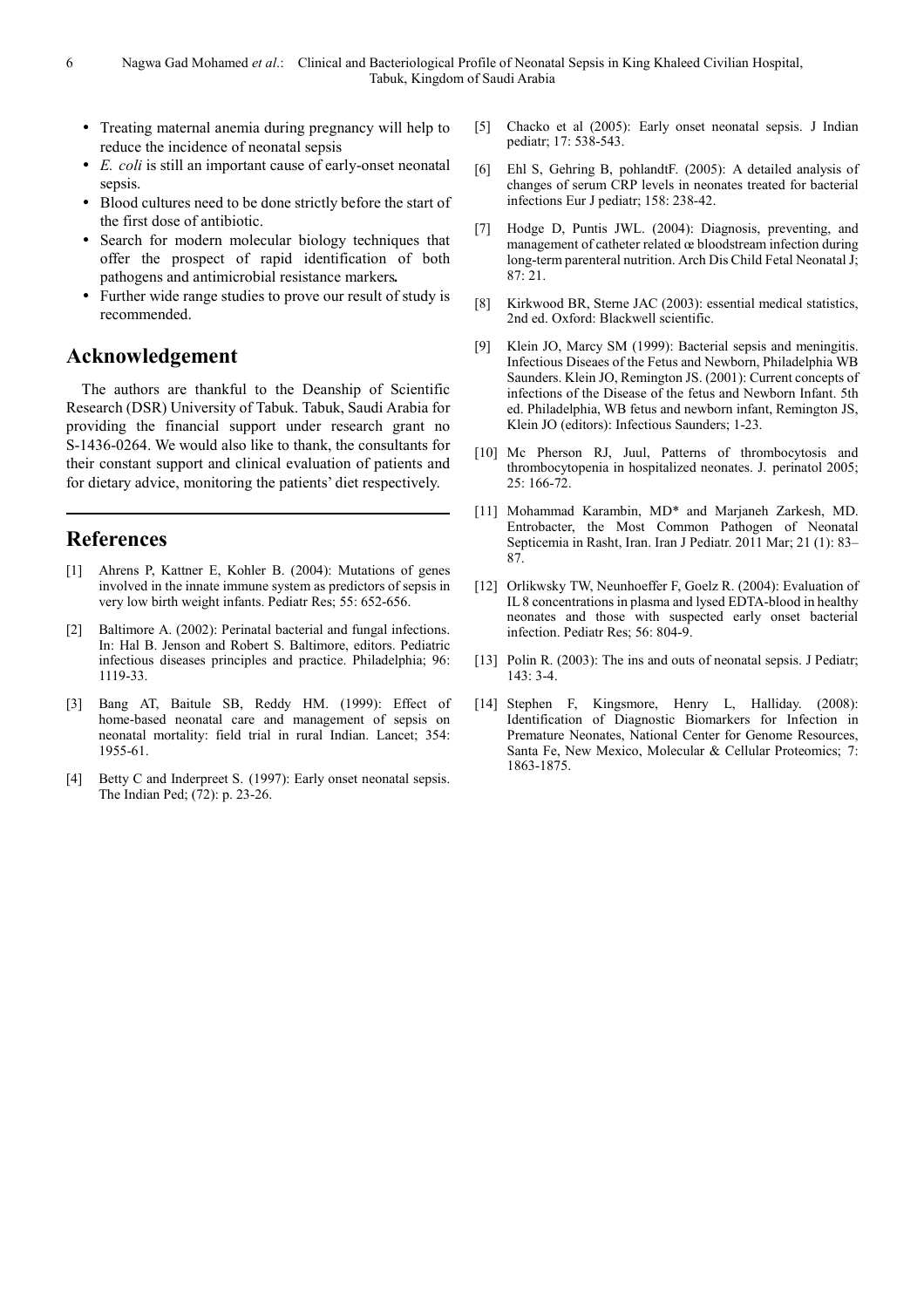- Treating maternal anemia during pregnancy will help to reduce the incidence of neonatal sepsis
- *E. coli* is still an important cause of early-onset neonatal sepsis.
- Blood cultures need to be done strictly before the start of the first dose of antibiotic.
- Search for modern molecular biology techniques that offer the prospect of rapid identification of both pathogens and antimicrobial resistance markers**.**
- Further wide range studies to prove our result of study is recommended.

## Acknowledgement

The authors are thankful to the Deanship of Scientific Research (DSR) University of Tabuk. Tabuk, Saudi Arabia for providing the financial support under research grant no S-1436-0264. We would also like to thank, the consultants for their constant support and clinical evaluation of patients and for dietary advice, monitoring the patients' diet respectively.

## References

[1] Ahrens P, Kattner E, Kohler B. (2004): Mutations of genes involved in the innate immune system as predictors of sepsis in very low birth weight infants. Pediatr Res; 55: 652-656.

[2] Baltimore A. (2002): Perinatal bacterial and fungal infections. In: Hal B. Jenson and Robert S. Baltimore, editors. Pediatric infectious diseases principles and practice. Philadelphia; 96: 1119-33.

[3] Bang AT, Baitule SB, Reddy HM. (1999): Effect of home-based neonatal care and management of sepsis on neonatal mortality: field trial in rural Indian. Lancet; 354: 1955-61.

[4] Betty C and Inderpreet S. (1997): Early onset neonatal sepsis. The Indian Ped; (72): p. 23-26.

[5] Chacko et al (2005): Early onset neonatal sepsis. J Indian pediatr; 17: 538-543.

[6] Ehl S, Gehring B, pohlandtF. (2005): A detailed analysis of changes of serum CRP levels in neonates treated for bacterial infections Eur J pediatr; 158: 238-42.

[7] Hodge D, Puntis JWL. (2004): Diagnosis, preventing, and management of catheter related œ bloodstream infection during long-term parenteral nutrition. Arch Dis Child Fetal Neonatal J; 87: 21.

[8] Kirkwood BR, Sterne JAC (2003): essential medical statistics, 2nd ed. Oxford: Blackwell scientific.

[9] Klein JO, Marcy SM (1999): Bacterial sepsis and meningitis. Infectious Diseaes of the Fetus and Newborn, Philadelphia WB Saunders. Klein JO, Remington JS. (2001): Current concepts of infections of the Disease of the fetus and Newborn Infant. 5th ed. Philadelphia, WB fetus and newborn infant, Remington JS, Klein JO (editors): Infectious Saunders; 1-23.

[10] Mc Pherson RJ, Juul, Patterns of thrombocytosis and thrombocytopenia in hospitalized neonates. J. perinatol 2005; 25: 166-72.

[11] Mohammad Karambin, MD* and Marjaneh Zarkesh, MD. Entrobacter, the Most Common Pathogen of Neonatal Septicemia in Rasht, Iran. Iran J Pediatr. 2011 Mar; 21 (1): 83–87.

[12] Orlikwsky TW, Neunhoeffer F, Goelz R. (2004): Evaluation of IL 8 concentrations in plasma and lysed EDTA-blood in healthy neonates and those with suspected early onset bacterial infection. Pediatr Res; 56: 804-9.

[13] Polin R. (2003): The ins and outs of neonatal sepsis. J Pediatr; 143: 3-4.

[14] Stephen F, Kingsmore, Henry L, Halliday. (2008): Identification of Diagnostic Biomarkers for Infection in Premature Neonates, National Center for Genome Resources, Santa Fe, New Mexico, Molecular & Cellular Proteomics; 7: 1863-1875.